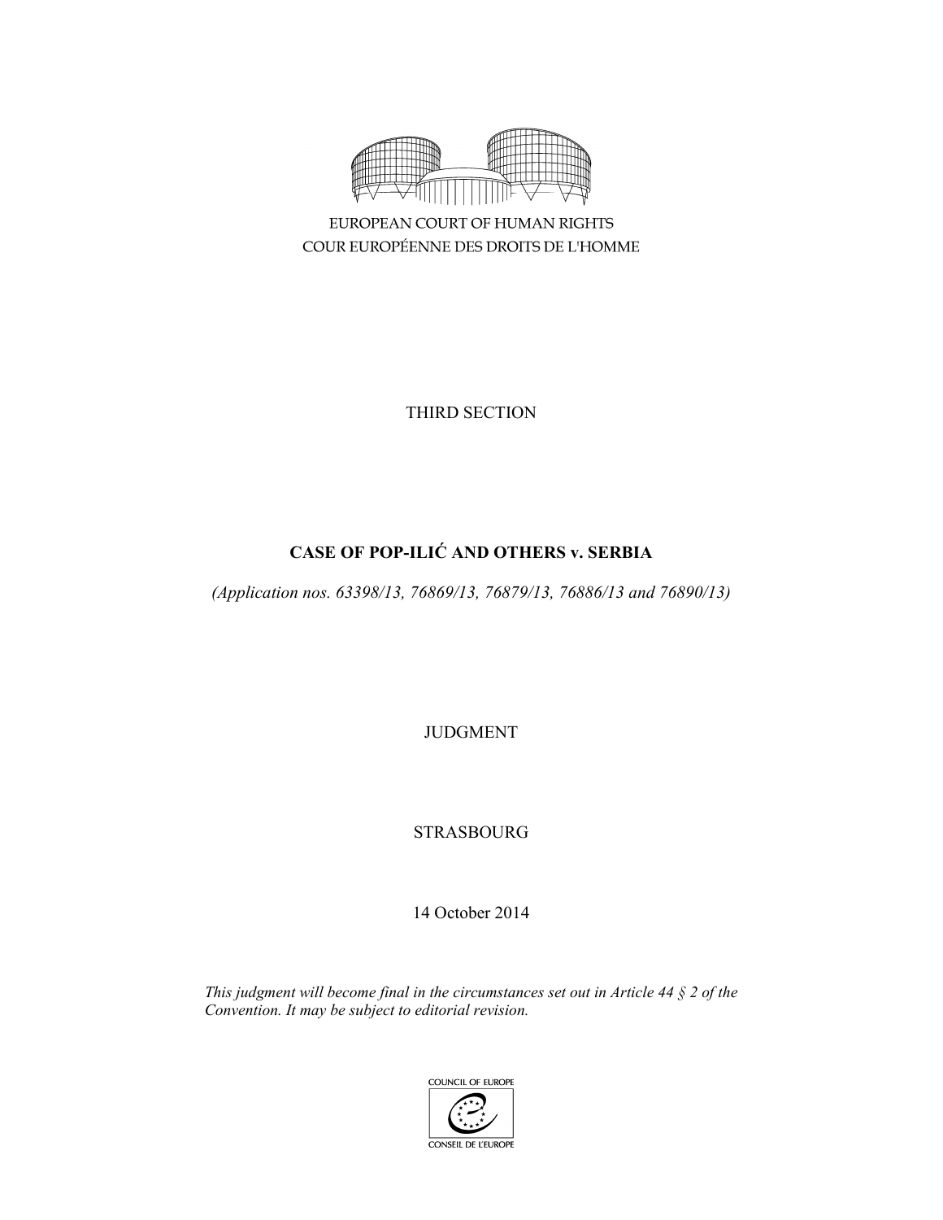EUROPEAN COURT OF HUMAN RIGHTS
COUR EUROPÉENNE DES DROITS DE L'HOMME

THIRD SECTION

# CASE OF POP-ILIĆ AND OTHERS v. SERBIA

*(Application nos. 63398/13, 76869/13, 76879/13, 76886/13 and 76890/13)*

JUDGMENT

STRASBOURG

14 October 2014

*This judgment will become final in the circumstances set out in Article 44 § 2 of the Convention. It may be subject to editorial revision.*

COUNCIL OF EUROPE
CONSEIL DE L'EUROPE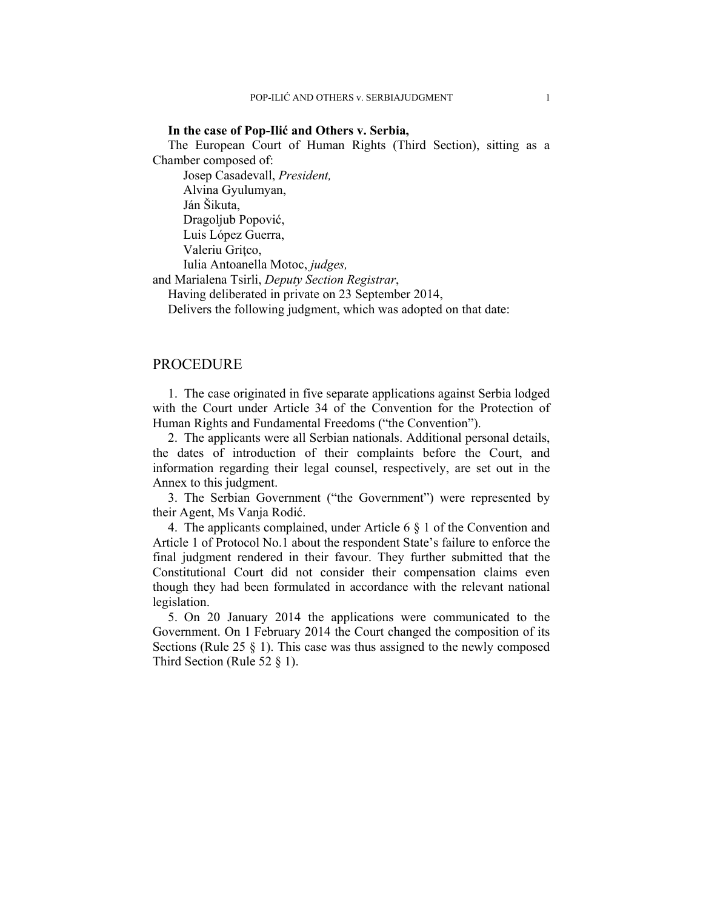**In the case of Pop-Ilić and Others v. Serbia,**

The European Court of Human Rights (Third Section), sitting as a Chamber composed of:

Josep Casadevall, *President,*
Alvina Gyulumyan,
Ján Šikuta,
Dragoljub Popović,
Luis López Guerra,
Valeriu Griţco,
Iulia Antoanella Motoc, *judges,*
and Marialena Tsirli, *Deputy Section Registrar*,

Having deliberated in private on 23 September 2014,

Delivers the following judgment, which was adopted on that date:

# PROCEDURE

1. The case originated in five separate applications against Serbia lodged with the Court under Article 34 of the Convention for the Protection of Human Rights and Fundamental Freedoms ("the Convention").

2. The applicants were all Serbian nationals. Additional personal details, the dates of introduction of their complaints before the Court, and information regarding their legal counsel, respectively, are set out in the Annex to this judgment.

3. The Serbian Government ("the Government") were represented by their Agent, Ms Vanja Rodić.

4. The applicants complained, under Article 6 § 1 of the Convention and Article 1 of Protocol No.1 about the respondent State's failure to enforce the final judgment rendered in their favour. They further submitted that the Constitutional Court did not consider their compensation claims even though they had been formulated in accordance with the relevant national legislation.

5. On 20 January 2014 the applications were communicated to the Government. On 1 February 2014 the Court changed the composition of its Sections (Rule 25 § 1). This case was thus assigned to the newly composed Third Section (Rule 52 § 1).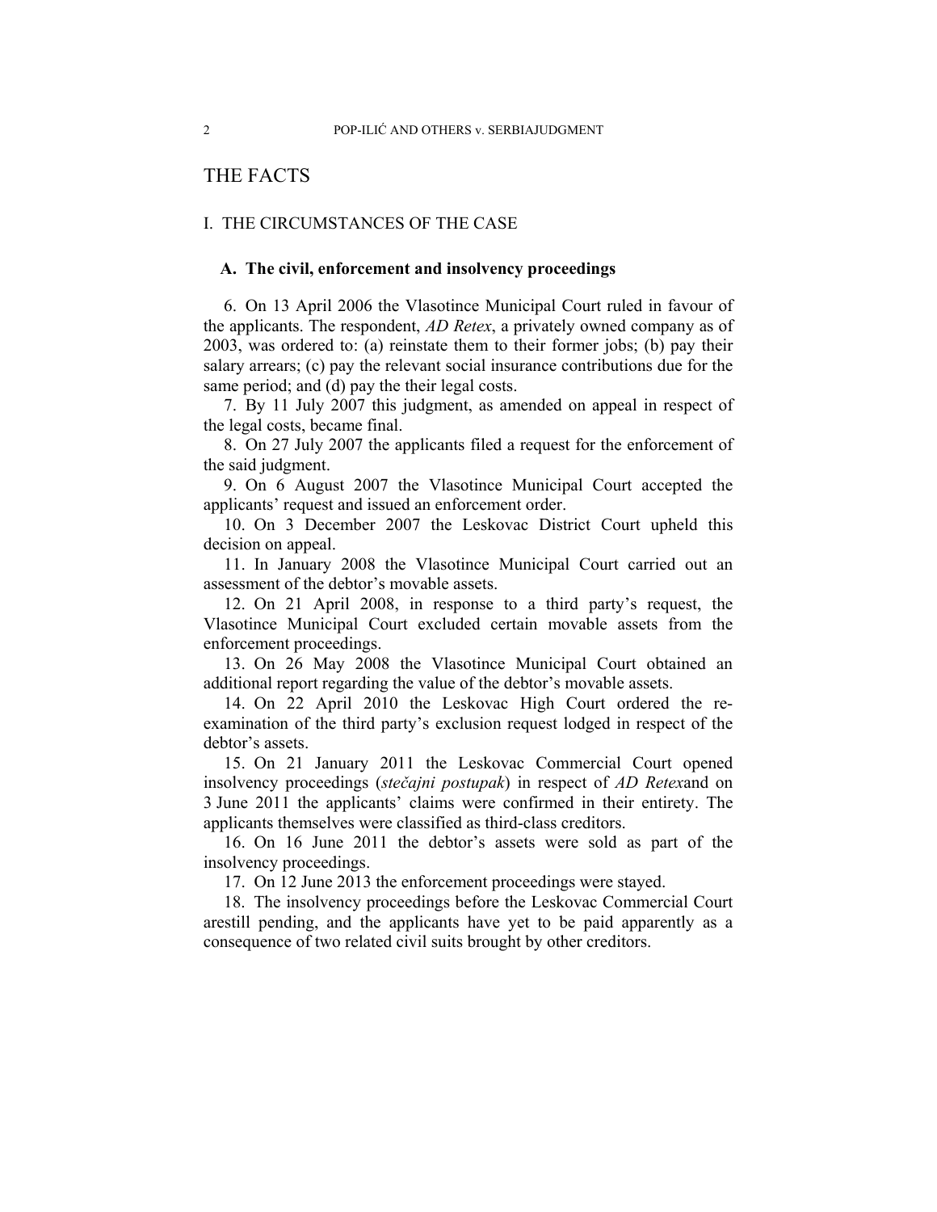# THE FACTS

## I. THE CIRCUMSTANCES OF THE CASE

### A. The civil, enforcement and insolvency proceedings

6. On 13 April 2006 the Vlasotince Municipal Court ruled in favour of the applicants. The respondent, *AD Retex*, a privately owned company as of 2003, was ordered to: (a) reinstate them to their former jobs; (b) pay their salary arrears; (c) pay the relevant social insurance contributions due for the same period; and (d) pay the their legal costs.

7. By 11 July 2007 this judgment, as amended on appeal in respect of the legal costs, became final.

8. On 27 July 2007 the applicants filed a request for the enforcement of the said judgment.

9. On 6 August 2007 the Vlasotince Municipal Court accepted the applicants' request and issued an enforcement order.

10. On 3 December 2007 the Leskovac District Court upheld this decision on appeal.

11. In January 2008 the Vlasotince Municipal Court carried out an assessment of the debtor's movable assets.

12. On 21 April 2008, in response to a third party's request, the Vlasotince Municipal Court excluded certain movable assets from the enforcement proceedings.

13. On 26 May 2008 the Vlasotince Municipal Court obtained an additional report regarding the value of the debtor's movable assets.

14. On 22 April 2010 the Leskovac High Court ordered the re-examination of the third party's exclusion request lodged in respect of the debtor's assets.

15. On 21 January 2011 the Leskovac Commercial Court opened insolvency proceedings (*stečajni postupak*) in respect of *AD Retex*and on 3 June 2011 the applicants' claims were confirmed in their entirety. The applicants themselves were classified as third-class creditors.

16. On 16 June 2011 the debtor's assets were sold as part of the insolvency proceedings.

17. On 12 June 2013 the enforcement proceedings were stayed.

18. The insolvency proceedings before the Leskovac Commercial Court arestill pending, and the applicants have yet to be paid apparently as a consequence of two related civil suits brought by other creditors.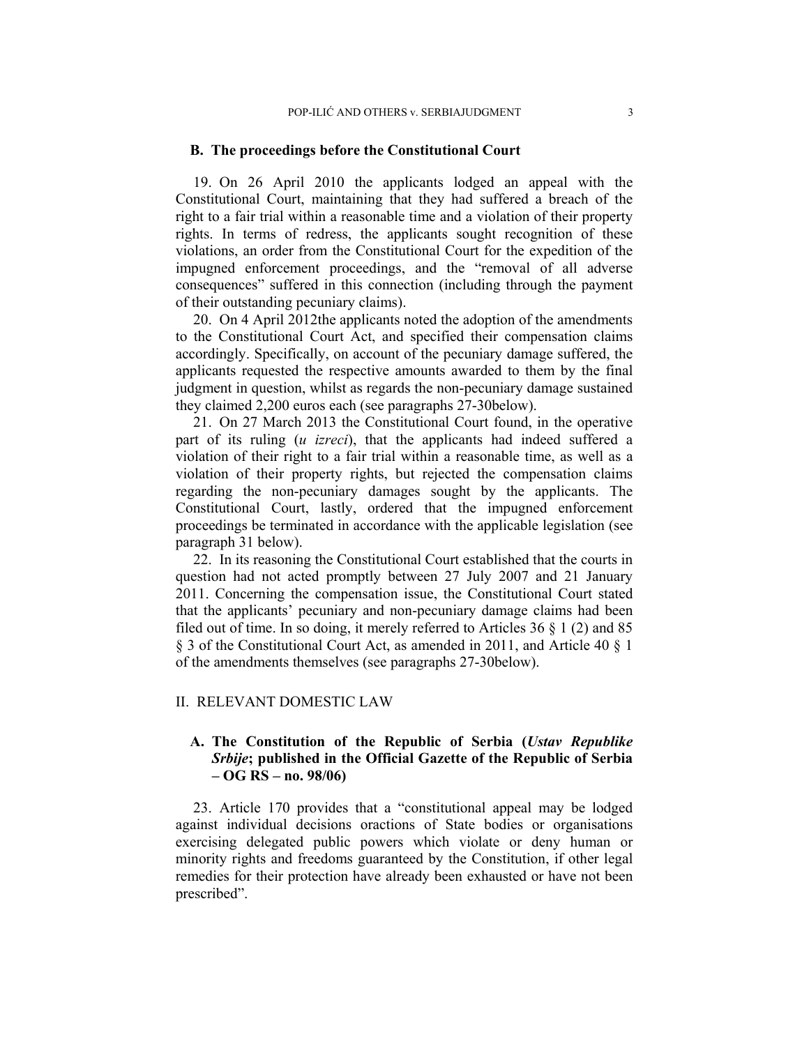### B. The proceedings before the Constitutional Court

19. On 26 April 2010 the applicants lodged an appeal with the Constitutional Court, maintaining that they had suffered a breach of the right to a fair trial within a reasonable time and a violation of their property rights. In terms of redress, the applicants sought recognition of these violations, an order from the Constitutional Court for the expedition of the impugned enforcement proceedings, and the "removal of all adverse consequences" suffered in this connection (including through the payment of their outstanding pecuniary claims).

20. On 4 April 2012the applicants noted the adoption of the amendments to the Constitutional Court Act, and specified their compensation claims accordingly. Specifically, on account of the pecuniary damage suffered, the applicants requested the respective amounts awarded to them by the final judgment in question, whilst as regards the non-pecuniary damage sustained they claimed 2,200 euros each (see paragraphs 27-30below).

21. On 27 March 2013 the Constitutional Court found, in the operative part of its ruling (*u izreci*), that the applicants had indeed suffered a violation of their right to a fair trial within a reasonable time, as well as a violation of their property rights, but rejected the compensation claims regarding the non-pecuniary damages sought by the applicants. The Constitutional Court, lastly, ordered that the impugned enforcement proceedings be terminated in accordance with the applicable legislation (see paragraph 31 below).

22. In its reasoning the Constitutional Court established that the courts in question had not acted promptly between 27 July 2007 and 21 January 2011. Concerning the compensation issue, the Constitutional Court stated that the applicants' pecuniary and non-pecuniary damage claims had been filed out of time. In so doing, it merely referred to Articles 36 § 1 (2) and 85 § 3 of the Constitutional Court Act, as amended in 2011, and Article 40 § 1 of the amendments themselves (see paragraphs 27-30below).

## II. RELEVANT DOMESTIC LAW

### A. The Constitution of the Republic of Serbia (*Ustav Republike Srbije*; published in the Official Gazette of the Republic of Serbia – OG RS – no. 98/06)

23. Article 170 provides that a "constitutional appeal may be lodged against individual decisions oractions of State bodies or organisations exercising delegated public powers which violate or deny human or minority rights and freedoms guaranteed by the Constitution, if other legal remedies for their protection have already been exhausted or have not been prescribed".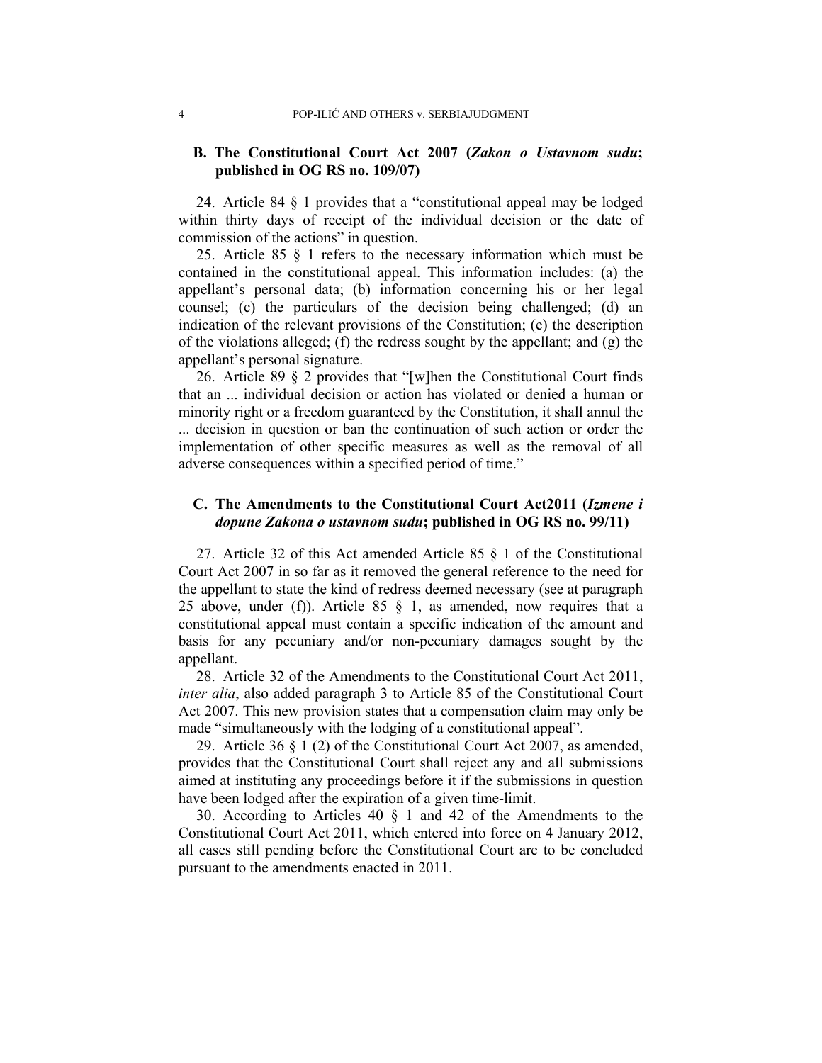### B. The Constitutional Court Act 2007 (*Zakon o Ustavnom sudu*; published in OG RS no. 109/07)

24. Article 84 § 1 provides that a "constitutional appeal may be lodged within thirty days of receipt of the individual decision or the date of commission of the actions" in question.

25. Article 85 § 1 refers to the necessary information which must be contained in the constitutional appeal. This information includes: (a) the appellant's personal data; (b) information concerning his or her legal counsel; (c) the particulars of the decision being challenged; (d) an indication of the relevant provisions of the Constitution; (e) the description of the violations alleged; (f) the redress sought by the appellant; and (g) the appellant's personal signature.

26. Article 89 § 2 provides that "[w]hen the Constitutional Court finds that an ... individual decision or action has violated or denied a human or minority right or a freedom guaranteed by the Constitution, it shall annul the ... decision in question or ban the continuation of such action or order the implementation of other specific measures as well as the removal of all adverse consequences within a specified period of time."

### C. The Amendments to the Constitutional Court Act2011 (*Izmene i dopune Zakona o ustavnom sudu*; published in OG RS no. 99/11)

27. Article 32 of this Act amended Article 85 § 1 of the Constitutional Court Act 2007 in so far as it removed the general reference to the need for the appellant to state the kind of redress deemed necessary (see at paragraph 25 above, under (f)). Article 85 § 1, as amended, now requires that a constitutional appeal must contain a specific indication of the amount and basis for any pecuniary and/or non-pecuniary damages sought by the appellant.

28. Article 32 of the Amendments to the Constitutional Court Act 2011, *inter alia*, also added paragraph 3 to Article 85 of the Constitutional Court Act 2007. This new provision states that a compensation claim may only be made "simultaneously with the lodging of a constitutional appeal".

29. Article 36 § 1 (2) of the Constitutional Court Act 2007, as amended, provides that the Constitutional Court shall reject any and all submissions aimed at instituting any proceedings before it if the submissions in question have been lodged after the expiration of a given time-limit.

30. According to Articles 40 § 1 and 42 of the Amendments to the Constitutional Court Act 2011, which entered into force on 4 January 2012, all cases still pending before the Constitutional Court are to be concluded pursuant to the amendments enacted in 2011.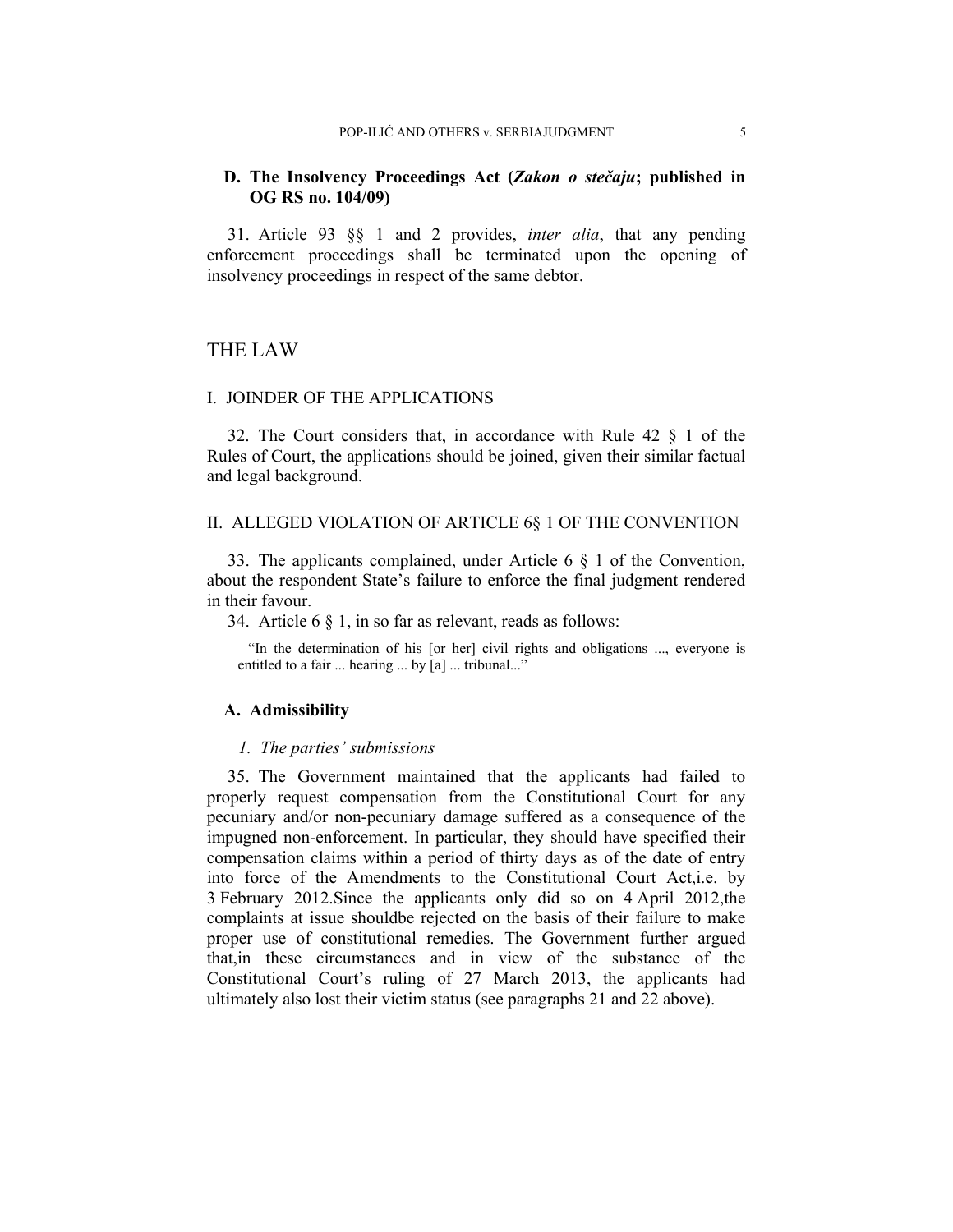### D. The Insolvency Proceedings Act (*Zakon o stečaju*; published in OG RS no. 104/09)

31. Article 93 §§ 1 and 2 provides, *inter alia*, that any pending enforcement proceedings shall be terminated upon the opening of insolvency proceedings in respect of the same debtor.

# THE LAW

## I. JOINDER OF THE APPLICATIONS

32. The Court considers that, in accordance with Rule 42 § 1 of the Rules of Court, the applications should be joined, given their similar factual and legal background.

## II. ALLEGED VIOLATION OF ARTICLE 6§ 1 OF THE CONVENTION

33. The applicants complained, under Article 6 § 1 of the Convention, about the respondent State's failure to enforce the final judgment rendered in their favour.

34. Article 6 § 1, in so far as relevant, reads as follows:

> "In the determination of his [or her] civil rights and obligations ..., everyone is entitled to a fair ... hearing ... by [a] ... tribunal..."

### A. Admissibility

#### *1. The parties' submissions*

35. The Government maintained that the applicants had failed to properly request compensation from the Constitutional Court for any pecuniary and/or non-pecuniary damage suffered as a consequence of the impugned non-enforcement. In particular, they should have specified their compensation claims within a period of thirty days as of the date of entry into force of the Amendments to the Constitutional Court Act,i.e. by 3 February 2012.Since the applicants only did so on 4 April 2012,the complaints at issue shouldbe rejected on the basis of their failure to make proper use of constitutional remedies. The Government further argued that,in these circumstances and in view of the substance of the Constitutional Court's ruling of 27 March 2013, the applicants had ultimately also lost their victim status (see paragraphs 21 and 22 above).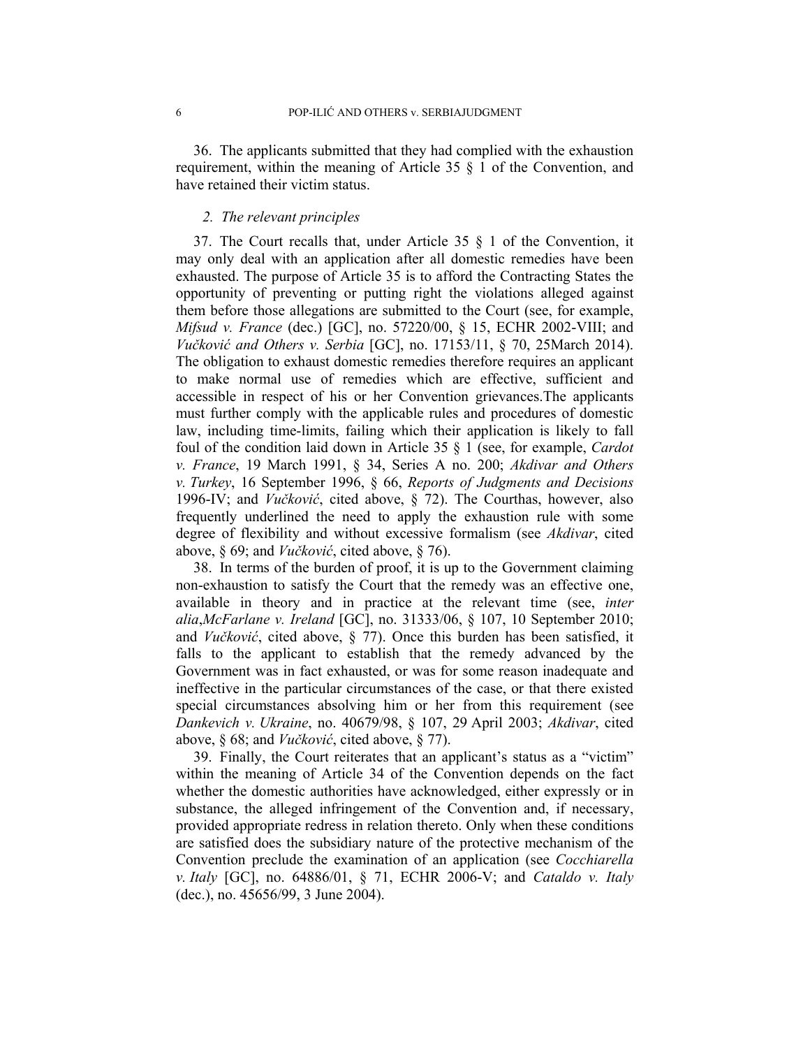36. The applicants submitted that they had complied with the exhaustion requirement, within the meaning of Article 35 § 1 of the Convention, and have retained their victim status.

### *2. The relevant principles*

37. The Court recalls that, under Article 35 § 1 of the Convention, it may only deal with an application after all domestic remedies have been exhausted. The purpose of Article 35 is to afford the Contracting States the opportunity of preventing or putting right the violations alleged against them before those allegations are submitted to the Court (see, for example, *Mifsud v. France* (dec.) [GC], no. 57220/00, § 15, ECHR 2002-VIII; and *Vučković and Others v. Serbia* [GC], no. 17153/11, § 70, 25March 2014). The obligation to exhaust domestic remedies therefore requires an applicant to make normal use of remedies which are effective, sufficient and accessible in respect of his or her Convention grievances.The applicants must further comply with the applicable rules and procedures of domestic law, including time-limits, failing which their application is likely to fall foul of the condition laid down in Article 35 § 1 (see, for example, *Cardot v. France*, 19 March 1991, § 34, Series A no. 200; *Akdivar and Others v. Turkey*, 16 September 1996, § 66, *Reports of Judgments and Decisions* 1996-IV; and *Vučković*, cited above, § 72). The Courthas, however, also frequently underlined the need to apply the exhaustion rule with some degree of flexibility and without excessive formalism (see *Akdivar*, cited above, § 69; and *Vučković*, cited above, § 76).

38. In terms of the burden of proof, it is up to the Government claiming non-exhaustion to satisfy the Court that the remedy was an effective one, available in theory and in practice at the relevant time (see, *inter alia*,*McFarlane v. Ireland* [GC], no. 31333/06, § 107, 10 September 2010; and *Vučković*, cited above, § 77). Once this burden has been satisfied, it falls to the applicant to establish that the remedy advanced by the Government was in fact exhausted, or was for some reason inadequate and ineffective in the particular circumstances of the case, or that there existed special circumstances absolving him or her from this requirement (see *Dankevich v. Ukraine*, no. 40679/98, § 107, 29 April 2003; *Akdivar*, cited above, § 68; and *Vučković*, cited above, § 77).

39. Finally, the Court reiterates that an applicant's status as a "victim" within the meaning of Article 34 of the Convention depends on the fact whether the domestic authorities have acknowledged, either expressly or in substance, the alleged infringement of the Convention and, if necessary, provided appropriate redress in relation thereto. Only when these conditions are satisfied does the subsidiary nature of the protective mechanism of the Convention preclude the examination of an application (see *Cocchiarella v. Italy* [GC], no. 64886/01, § 71, ECHR 2006-V; and *Cataldo v. Italy* (dec.), no. 45656/99, 3 June 2004).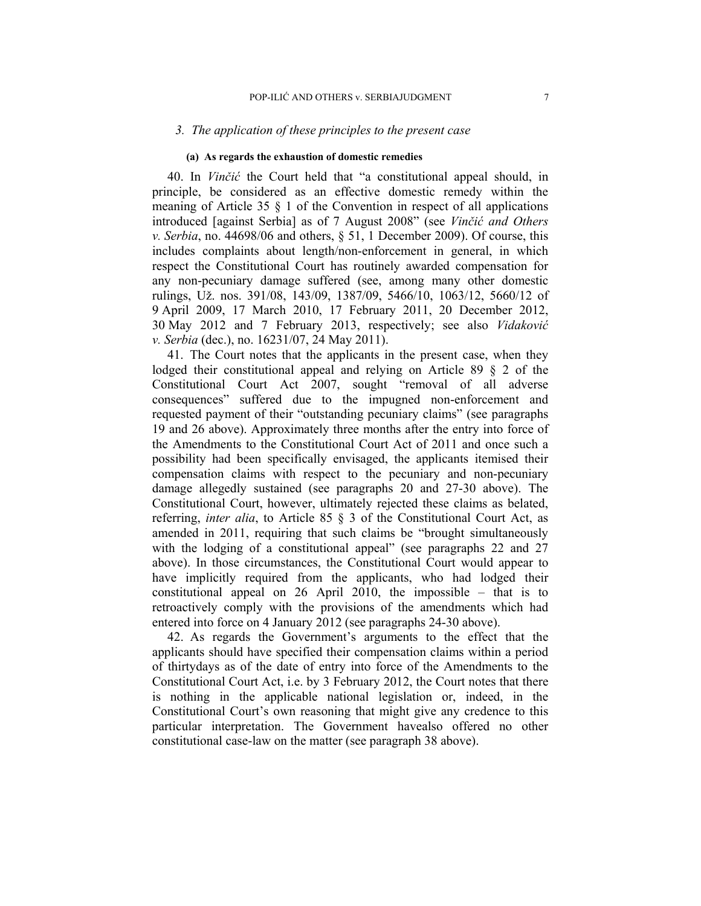### 3. *The application of these principles to the present case*

#### (a) As regards the exhaustion of domestic remedies

40. In *Vinčić* the Court held that "a constitutional appeal should, in principle, be considered as an effective domestic remedy within the meaning of Article 35 § 1 of the Convention in respect of all applications introduced [against Serbia] as of 7 August 2008" (see *Vinčić and Others v. Serbia*, no. 44698/06 and others, § 51, 1 December 2009). Of course, this includes complaints about length/non-enforcement in general, in which respect the Constitutional Court has routinely awarded compensation for any non-pecuniary damage suffered (see, among many other domestic rulings, Už. nos. 391/08, 143/09, 1387/09, 5466/10, 1063/12, 5660/12 of 9 April 2009, 17 March 2010, 17 February 2011, 20 December 2012, 30 May 2012 and 7 February 2013, respectively; see also *Vidaković v. Serbia* (dec.), no. 16231/07, 24 May 2011).

41. The Court notes that the applicants in the present case, when they lodged their constitutional appeal and relying on Article 89 § 2 of the Constitutional Court Act 2007, sought "removal of all adverse consequences" suffered due to the impugned non-enforcement and requested payment of their "outstanding pecuniary claims" (see paragraphs 19 and 26 above). Approximately three months after the entry into force of the Amendments to the Constitutional Court Act of 2011 and once such a possibility had been specifically envisaged, the applicants itemised their compensation claims with respect to the pecuniary and non-pecuniary damage allegedly sustained (see paragraphs 20 and 27-30 above). The Constitutional Court, however, ultimately rejected these claims as belated, referring, *inter alia*, to Article 85 § 3 of the Constitutional Court Act, as amended in 2011, requiring that such claims be "brought simultaneously with the lodging of a constitutional appeal" (see paragraphs 22 and 27 above). In those circumstances, the Constitutional Court would appear to have implicitly required from the applicants, who had lodged their constitutional appeal on 26 April 2010, the impossible – that is to retroactively comply with the provisions of the amendments which had entered into force on 4 January 2012 (see paragraphs 24-30 above).

42. As regards the Government's arguments to the effect that the applicants should have specified their compensation claims within a period of thirtydays as of the date of entry into force of the Amendments to the Constitutional Court Act, i.e. by 3 February 2012, the Court notes that there is nothing in the applicable national legislation or, indeed, in the Constitutional Court's own reasoning that might give any credence to this particular interpretation. The Government havealso offered no other constitutional case-law on the matter (see paragraph 38 above).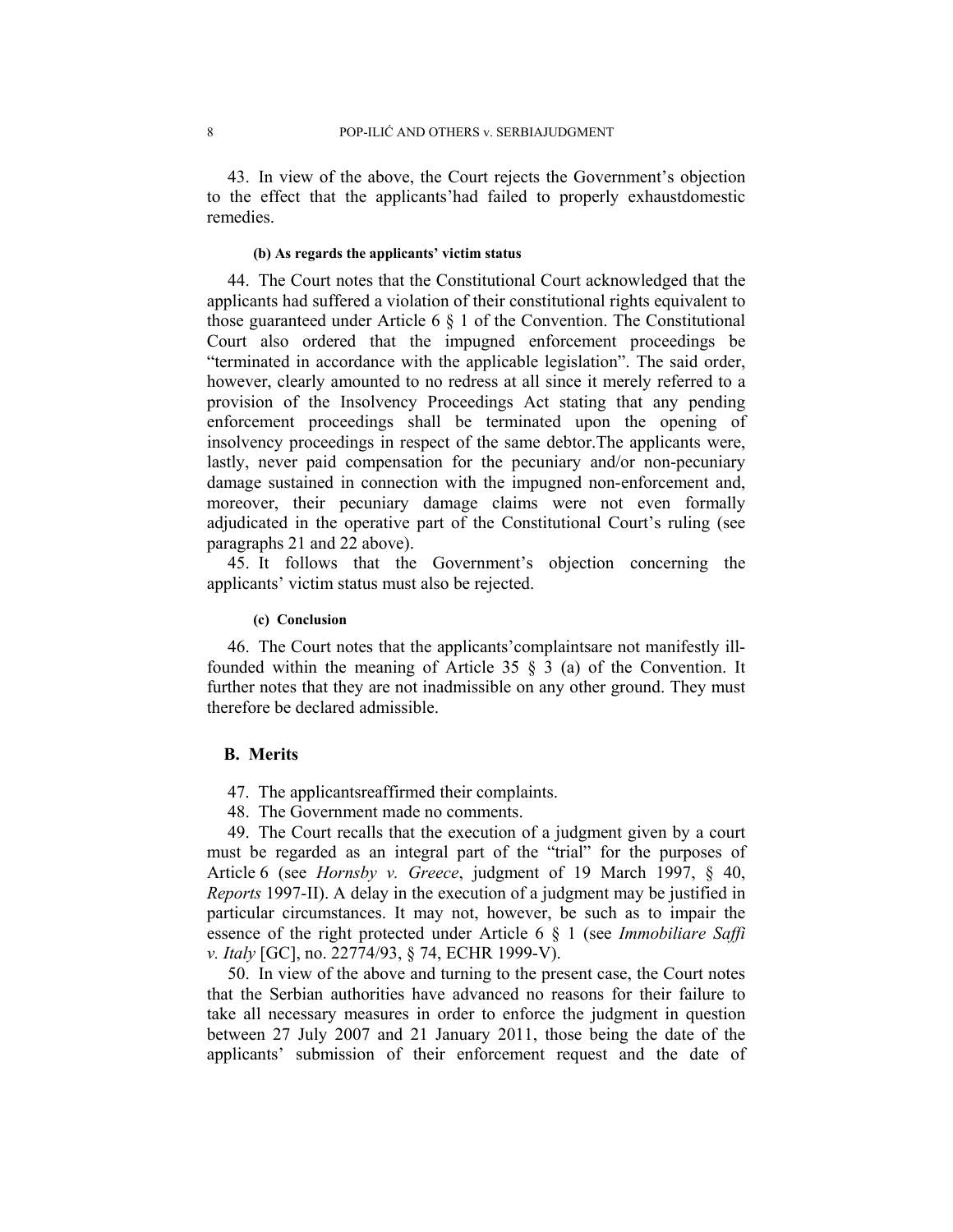43. In view of the above, the Court rejects the Government's objection to the effect that the applicants'had failed to properly exhaustdomestic remedies.

#### (b) As regards the applicants' victim status

44. The Court notes that the Constitutional Court acknowledged that the applicants had suffered a violation of their constitutional rights equivalent to those guaranteed under Article 6 § 1 of the Convention. The Constitutional Court also ordered that the impugned enforcement proceedings be "terminated in accordance with the applicable legislation". The said order, however, clearly amounted to no redress at all since it merely referred to a provision of the Insolvency Proceedings Act stating that any pending enforcement proceedings shall be terminated upon the opening of insolvency proceedings in respect of the same debtor.The applicants were, lastly, never paid compensation for the pecuniary and/or non-pecuniary damage sustained in connection with the impugned non-enforcement and, moreover, their pecuniary damage claims were not even formally adjudicated in the operative part of the Constitutional Court's ruling (see paragraphs 21 and 22 above).

45. It follows that the Government's objection concerning the applicants' victim status must also be rejected.

#### (c) Conclusion

46. The Court notes that the applicants'complaintsare not manifestly ill-founded within the meaning of Article 35 § 3 (a) of the Convention. It further notes that they are not inadmissible on any other ground. They must therefore be declared admissible.

### B. Merits

47. The applicantsreaffirmed their complaints.

48. The Government made no comments.

49. The Court recalls that the execution of a judgment given by a court must be regarded as an integral part of the "trial" for the purposes of Article 6 (see *Hornsby v. Greece*, judgment of 19 March 1997, § 40, *Reports* 1997-II). A delay in the execution of a judgment may be justified in particular circumstances. It may not, however, be such as to impair the essence of the right protected under Article 6 § 1 (see *Immobiliare Saffi v. Italy* [GC], no. 22774/93, § 74, ECHR 1999-V).

50. In view of the above and turning to the present case, the Court notes that the Serbian authorities have advanced no reasons for their failure to take all necessary measures in order to enforce the judgment in question between 27 July 2007 and 21 January 2011, those being the date of the applicants' submission of their enforcement request and the date of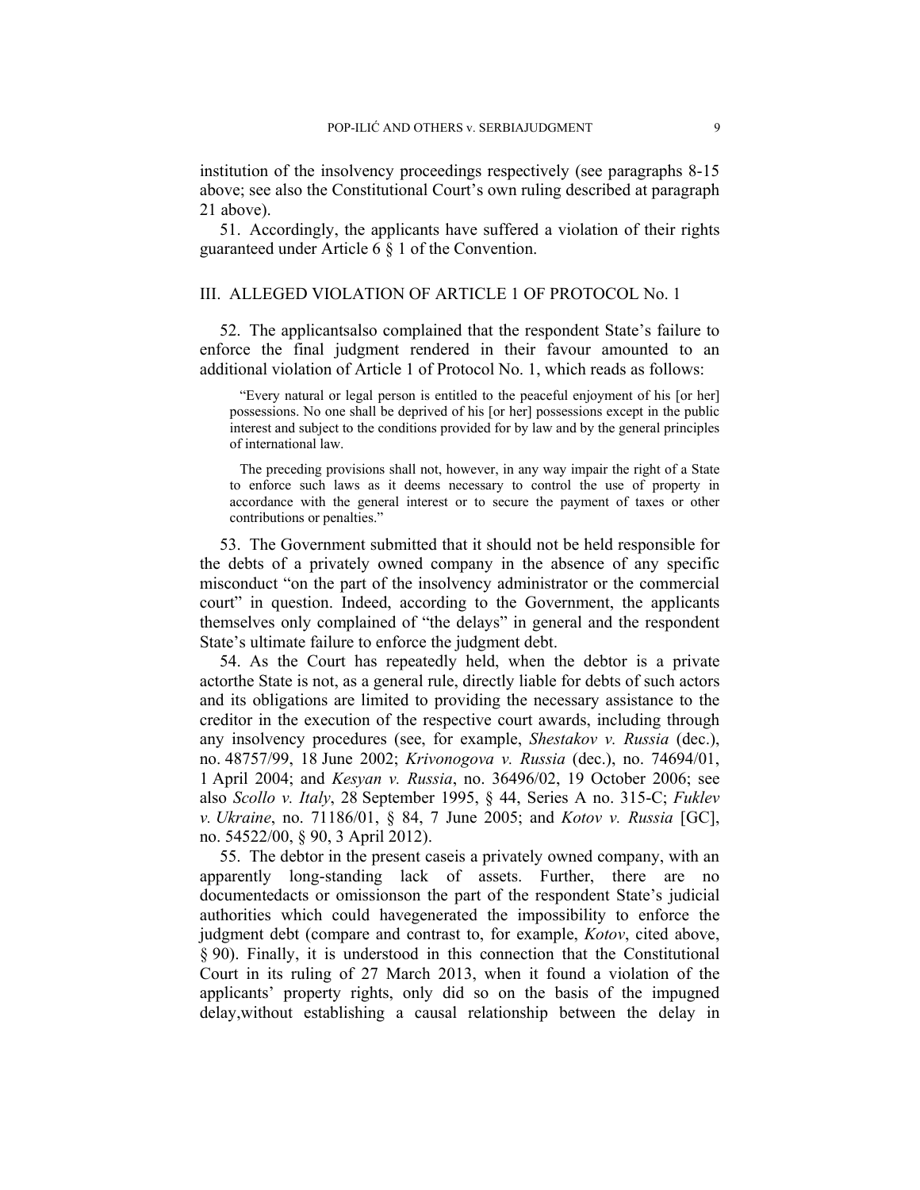institution of the insolvency proceedings respectively (see paragraphs 8-15 above; see also the Constitutional Court's own ruling described at paragraph 21 above).

51. Accordingly, the applicants have suffered a violation of their rights guaranteed under Article 6 § 1 of the Convention.

## III. ALLEGED VIOLATION OF ARTICLE 1 OF PROTOCOL No. 1

52. The applicantsalso complained that the respondent State's failure to enforce the final judgment rendered in their favour amounted to an additional violation of Article 1 of Protocol No. 1, which reads as follows:

> "Every natural or legal person is entitled to the peaceful enjoyment of his [or her] possessions. No one shall be deprived of his [or her] possessions except in the public interest and subject to the conditions provided for by law and by the general principles of international law.
>
> The preceding provisions shall not, however, in any way impair the right of a State to enforce such laws as it deems necessary to control the use of property in accordance with the general interest or to secure the payment of taxes or other contributions or penalties."

53. The Government submitted that it should not be held responsible for the debts of a privately owned company in the absence of any specific misconduct "on the part of the insolvency administrator or the commercial court" in question. Indeed, according to the Government, the applicants themselves only complained of "the delays" in general and the respondent State's ultimate failure to enforce the judgment debt.

54. As the Court has repeatedly held, when the debtor is a private actorthe State is not, as a general rule, directly liable for debts of such actors and its obligations are limited to providing the necessary assistance to the creditor in the execution of the respective court awards, including through any insolvency procedures (see, for example, *Shestakov v. Russia* (dec.), no. 48757/99, 18 June 2002; *Krivonogova v. Russia* (dec.), no. 74694/01, 1 April 2004; and *Kesyan v. Russia*, no. 36496/02, 19 October 2006; see also *Scollo v. Italy*, 28 September 1995, § 44, Series A no. 315-C; *Fuklev v. Ukraine*, no. 71186/01, § 84, 7 June 2005; and *Kotov v. Russia* [GC], no. 54522/00, § 90, 3 April 2012).

55. The debtor in the present caseis a privately owned company, with an apparently long-standing lack of assets. Further, there are no documentedacts or omissionson the part of the respondent State's judicial authorities which could havegenerated the impossibility to enforce the judgment debt (compare and contrast to, for example, *Kotov*, cited above, § 90). Finally, it is understood in this connection that the Constitutional Court in its ruling of 27 March 2013, when it found a violation of the applicants' property rights, only did so on the basis of the impugned delay,without establishing a causal relationship between the delay in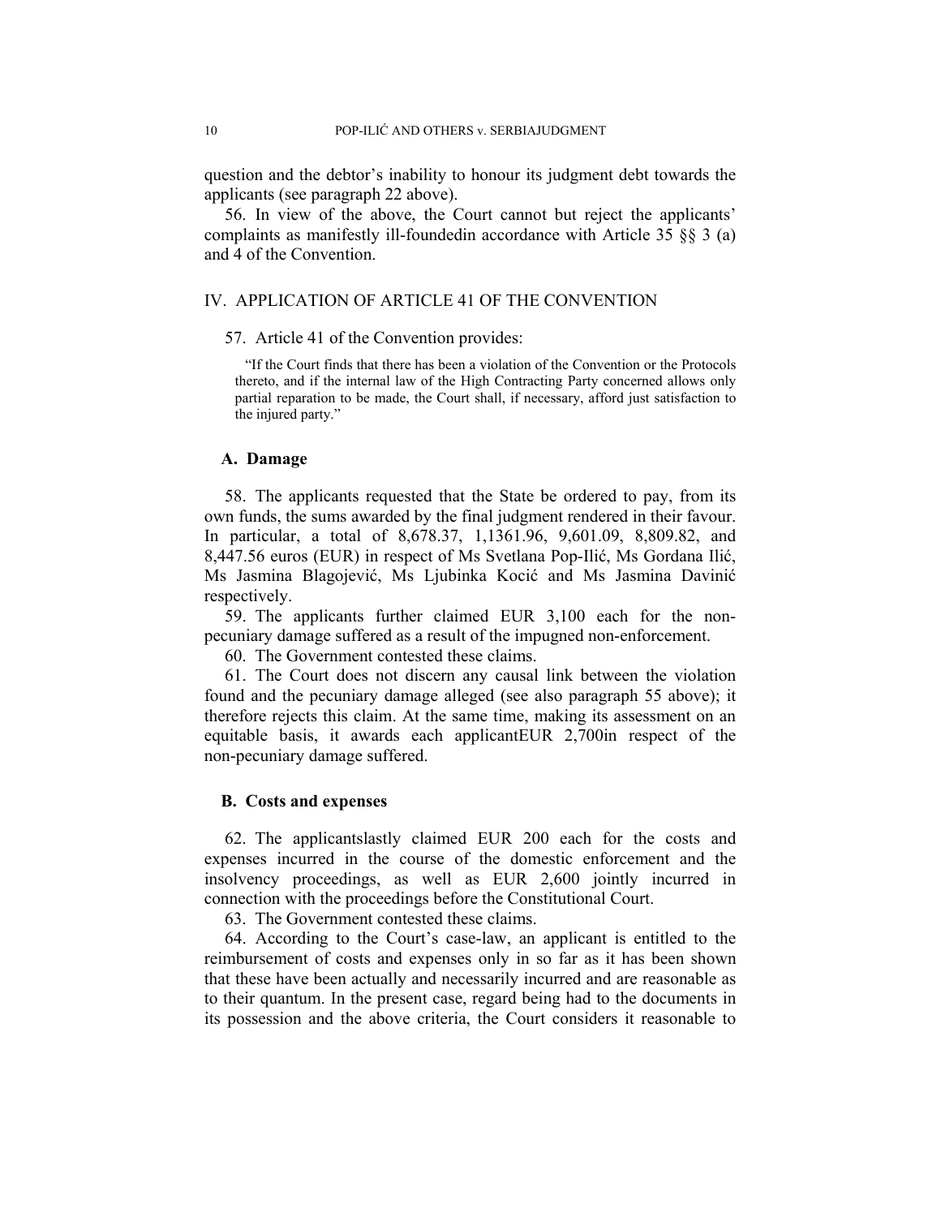question and the debtor's inability to honour its judgment debt towards the applicants (see paragraph 22 above).

56. In view of the above, the Court cannot but reject the applicants' complaints as manifestly ill-foundedin accordance with Article 35 §§ 3 (a) and 4 of the Convention.

## IV. APPLICATION OF ARTICLE 41 OF THE CONVENTION

57. Article 41 of the Convention provides:

> "If the Court finds that there has been a violation of the Convention or the Protocols thereto, and if the internal law of the High Contracting Party concerned allows only partial reparation to be made, the Court shall, if necessary, afford just satisfaction to the injured party."

### A. Damage

58. The applicants requested that the State be ordered to pay, from its own funds, the sums awarded by the final judgment rendered in their favour. In particular, a total of 8,678.37, 1,1361.96, 9,601.09, 8,809.82, and 8,447.56 euros (EUR) in respect of Ms Svetlana Pop-Ilić, Ms Gordana Ilić, Ms Jasmina Blagojević, Ms Ljubinka Kocić and Ms Jasmina Davinić respectively.

59. The applicants further claimed EUR 3,100 each for the non-pecuniary damage suffered as a result of the impugned non-enforcement.

60. The Government contested these claims.

61. The Court does not discern any causal link between the violation found and the pecuniary damage alleged (see also paragraph 55 above); it therefore rejects this claim. At the same time, making its assessment on an equitable basis, it awards each applicantEUR 2,700in respect of the non-pecuniary damage suffered.

### B. Costs and expenses

62. The applicantslastly claimed EUR 200 each for the costs and expenses incurred in the course of the domestic enforcement and the insolvency proceedings, as well as EUR 2,600 jointly incurred in connection with the proceedings before the Constitutional Court.

63. The Government contested these claims.

64. According to the Court's case-law, an applicant is entitled to the reimbursement of costs and expenses only in so far as it has been shown that these have been actually and necessarily incurred and are reasonable as to their quantum. In the present case, regard being had to the documents in its possession and the above criteria, the Court considers it reasonable to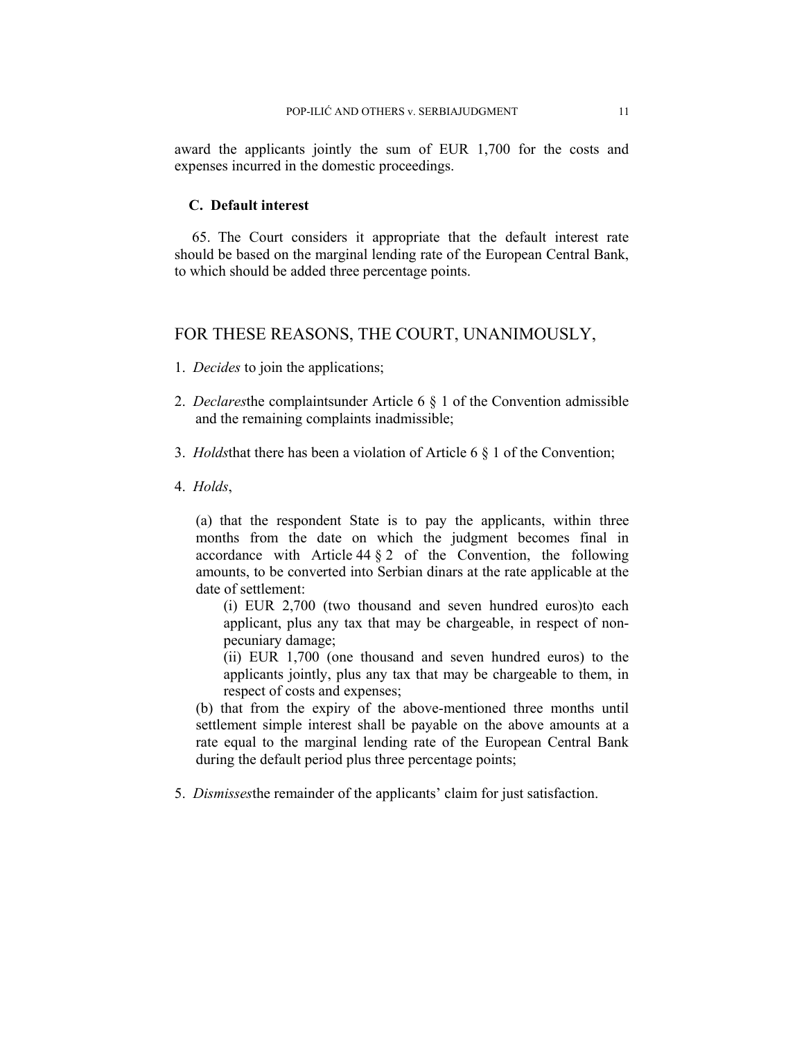award the applicants jointly the sum of EUR 1,700 for the costs and expenses incurred in the domestic proceedings.

### C. Default interest

65. The Court considers it appropriate that the default interest rate should be based on the marginal lending rate of the European Central Bank, to which should be added three percentage points.

## FOR THESE REASONS, THE COURT, UNANIMOUSLY,

1. *Decides* to join the applications;

2. *Declares* the complaints under Article 6 § 1 of the Convention admissible and the remaining complaints inadmissible;

3. *Holds* that there has been a violation of Article 6 § 1 of the Convention;

4. *Holds*,

   (a) that the respondent State is to pay the applicants, within three months from the date on which the judgment becomes final in accordance with Article 44 § 2 of the Convention, the following amounts, to be converted into Serbian dinars at the rate applicable at the date of settlement:

   (i) EUR 2,700 (two thousand and seven hundred euros) to each applicant, plus any tax that may be chargeable, in respect of non-pecuniary damage;

   (ii) EUR 1,700 (one thousand and seven hundred euros) to the applicants jointly, plus any tax that may be chargeable to them, in respect of costs and expenses;

   (b) that from the expiry of the above-mentioned three months until settlement simple interest shall be payable on the above amounts at a rate equal to the marginal lending rate of the European Central Bank during the default period plus three percentage points;

5. *Dismisses* the remainder of the applicants' claim for just satisfaction.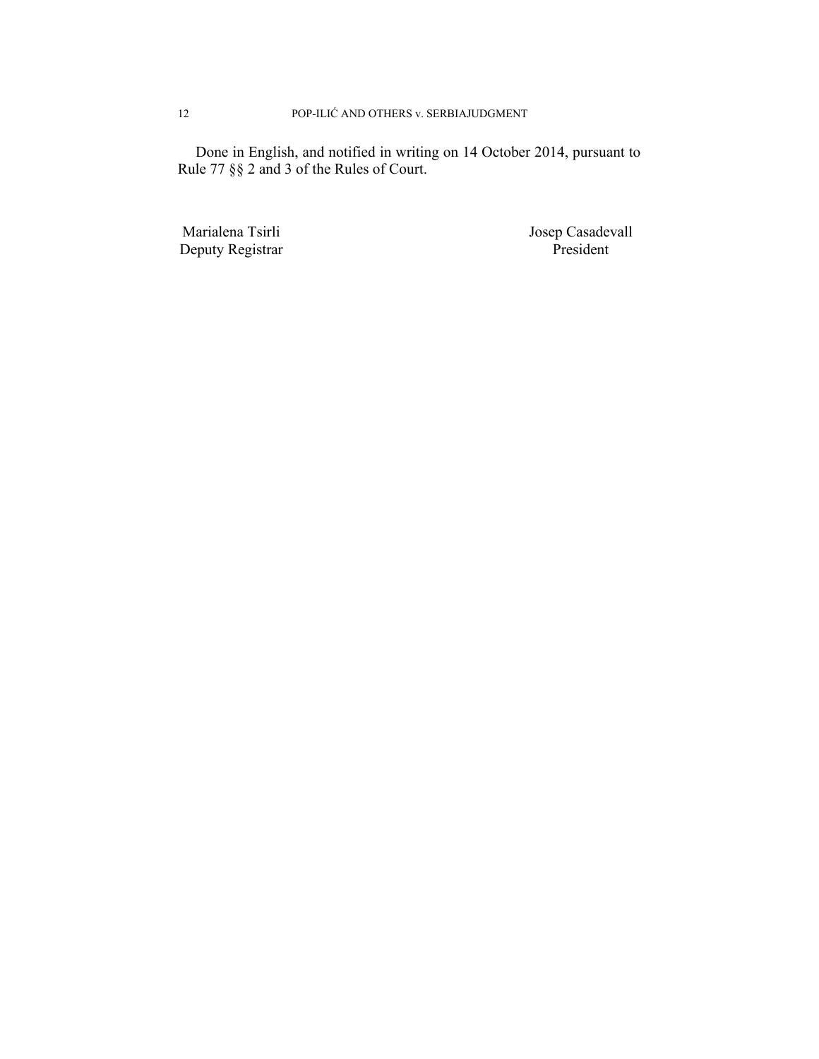Done in English, and notified in writing on 14 October 2014, pursuant to Rule 77 §§ 2 and 3 of the Rules of Court.

| Marialena Tsirli | Josep Casadevall |
| --- | --- |
| Deputy Registrar | President |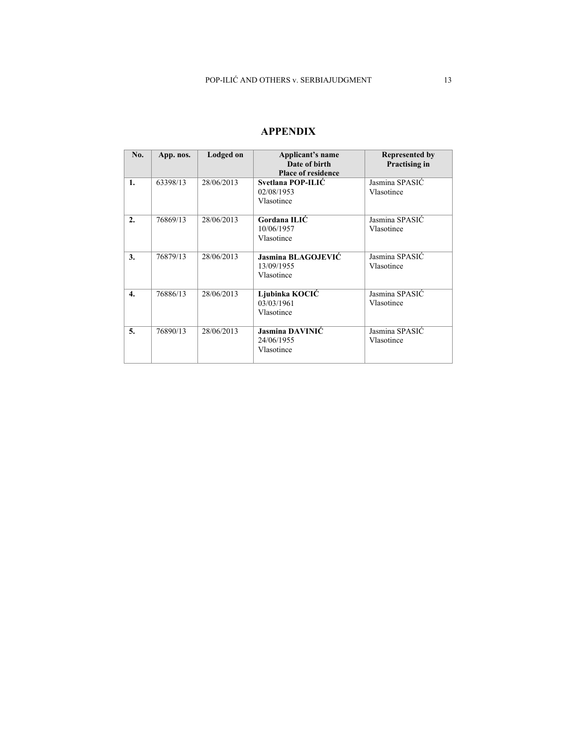# APPENDIX

| No. | App. nos. | Lodged on | Applicant's name<br>Date of birth<br>Place of residence | Represented by<br>Practising in |
|---|---|---|---|---|
| **1.** | 63398/13 | 28/06/2013 | **Svetlana POP-ILIĆ**<br>02/08/1953<br>Vlasotince | Jasmina SPASIĆ<br>Vlasotince |
| **2.** | 76869/13 | 28/06/2013 | **Gordana ILIĆ**<br>10/06/1957<br>Vlasotince | Jasmina SPASIĆ<br>Vlasotince |
| **3.** | 76879/13 | 28/06/2013 | **Jasmina BLAGOJEVIĆ**<br>13/09/1955<br>Vlasotince | Jasmina SPASIĆ<br>Vlasotince |
| **4.** | 76886/13 | 28/06/2013 | **Ljubinka KOCIĆ**<br>03/03/1961<br>Vlasotince | Jasmina SPASIĆ<br>Vlasotince |
| **5.** | 76890/13 | 28/06/2013 | **Jasmina DAVINIĆ**<br>24/06/1955<br>Vlasotince | Jasmina SPASIĆ<br>Vlasotince |